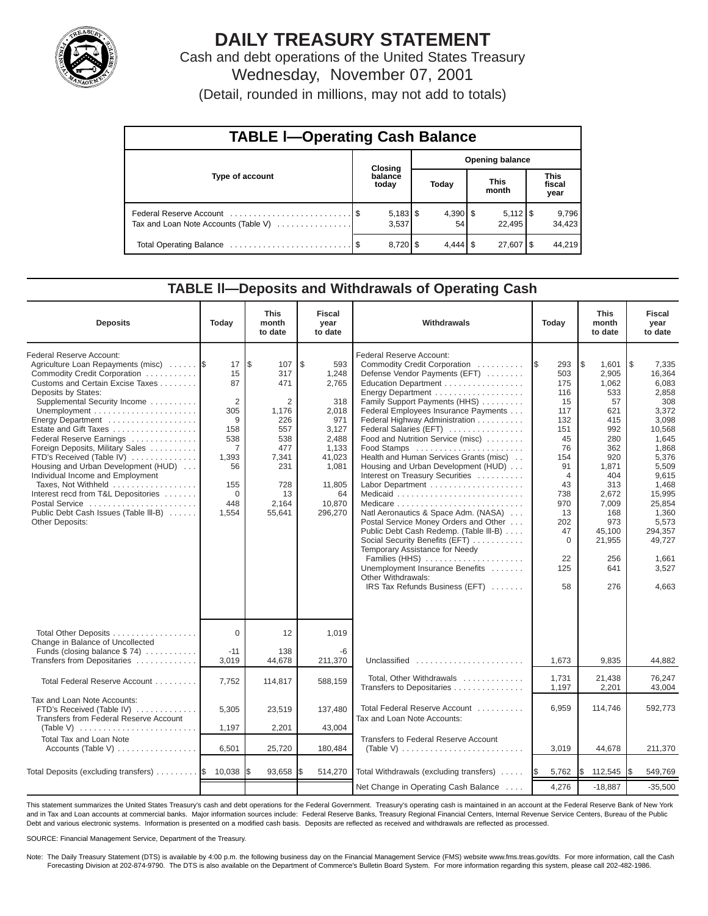# DAILY TREASURY STATEMENT

Cash and debt operations of the United States Treasury

Wednesday, November 07, 2001

(Detail, rounded in millions, may not add to totals)

## TABLE I—Operating Cash Balance

| Type of account | Closing balance today | Opening balance Today | Opening balance This month | Opening balance This fiscal year |
|---|---|---|---|---|
| Federal Reserve Account | $ 5,183 | $ 4,390 | $ 5,112 | $ 9,796 |
| Tax and Loan Note Accounts (Table V) | 3,537 | 54 | 22,495 | 34,423 |
| Total Operating Balance | $ 8,720 | $ 4,444 | $ 27,607 | $ 44,219 |

## TABLE II—Deposits and Withdrawals of Operating Cash

| Deposits | Today | This month to date | Fiscal year to date | Withdrawals | Today | This month to date | Fiscal year to date |
|---|---|---|---|---|---|---|---|
| Federal Reserve Account: | | | | Federal Reserve Account: | | | |
| Agriculture Loan Repayments (misc) | $ 17 | $ 107 | $ 593 | Commodity Credit Corporation | $ 293 | $ 1,601 | $ 7,335 |
| Commodity Credit Corporation | 15 | 317 | 1,248 | Defense Vendor Payments (EFT) | 503 | 2,905 | 16,364 |
| Customs and Certain Excise Taxes | 87 | 471 | 2,765 | Education Department | 175 | 1,062 | 6,083 |
| Deposits by States: | | | | Energy Department | 116 | 533 | 2,858 |
| Supplemental Security Income | 2 | 2 | 318 | Family Support Payments (HHS) | 15 | 57 | 308 |
| Unemployment | 305 | 1,176 | 2,018 | Federal Employees Insurance Payments | 117 | 621 | 3,372 |
| Energy Department | 9 | 226 | 971 | Federal Highway Administration | 132 | 415 | 3,098 |
| Estate and Gift Taxes | 158 | 557 | 3,127 | Federal Salaries (EFT) | 151 | 992 | 10,568 |
| Federal Reserve Earnings | 538 | 538 | 2,488 | Food and Nutrition Service (misc) | 45 | 280 | 1,645 |
| Foreign Deposits, Military Sales | 7 | 477 | 1,133 | Food Stamps | 76 | 362 | 1,868 |
| FTD's Received (Table IV) | 1,393 | 7,341 | 41,023 | Health and Human Services Grants (misc) | 154 | 920 | 5,376 |
| Housing and Urban Development (HUD) | 56 | 231 | 1,081 | Housing and Urban Development (HUD) | 91 | 1,871 | 5,509 |
| Individual Income and Employment Taxes, Not Withheld | 155 | 728 | 11,805 | Interest on Treasury Securities | 4 | 404 | 9,615 |
| Interest recd from T&L Depositories | 0 | 13 | 64 | Labor Department | 43 | 313 | 1,468 |
| Postal Service | 448 | 2,164 | 10,870 | Medicaid | 738 | 2,672 | 15,995 |
| Public Debt Cash Issues (Table III-B) | 1,554 | 55,641 | 296,270 | Medicare | 970 | 7,009 | 25,854 |
| Other Deposits: | | | | Natl Aeronautics & Space Adm. (NASA) | 13 | 168 | 1,360 |
| | | | | Postal Service Money Orders and Other | 202 | 973 | 5,573 |
| | | | | Public Debt Cash Redemp. (Table III-B) | 47 | 45,100 | 294,357 |
| | | | | Social Security Benefits (EFT) | 0 | 21,955 | 49,727 |
| | | | | Temporary Assistance for Needy Families (HHS) | 22 | 256 | 1,661 |
| | | | | Unemployment Insurance Benefits | 125 | 641 | 3,527 |
| | | | | Other Withdrawals: | | | |
| | | | | IRS Tax Refunds Business (EFT) | 58 | 276 | 4,663 |
| Total Other Deposits | 0 | 12 | 1,019 | | | | |
| Change in Balance of Uncollected Funds (closing balance $ 74) | -11 | 138 | -6 | | | | |
| Transfers from Depositaries | 3,019 | 44,678 | 211,370 | Unclassified | 1,673 | 9,835 | 44,882 |
| Total Federal Reserve Account | 7,752 | 114,817 | 588,159 | Total, Other Withdrawals | 1,731 | 21,438 | 76,247 |
| | | | | Transfers to Depositaries | 1,197 | 2,201 | 43,004 |
| Tax and Loan Note Accounts: | | | | | | | |
| FTD's Received (Table IV) | 5,305 | 23,519 | 137,480 | Total Federal Reserve Account | 6,959 | 114,746 | 592,773 |
| Transfers from Federal Reserve Account (Table V) | 1,197 | 2,201 | 43,004 | Tax and Loan Note Accounts: | | | |
| Total Tax and Loan Note Accounts (Table V) | 6,501 | 25,720 | 180,484 | Transfers to Federal Reserve Account (Table V) | 3,019 | 44,678 | 211,370 |
| Total Deposits (excluding transfers) | $ 10,038 | $ 93,658 | $ 514,270 | Total Withdrawals (excluding transfers) | $ 5,762 | $ 112,545 | $ 549,769 |
| | | | | Net Change in Operating Cash Balance | 4,276 | -18,887 | -35,500 |

This statement summarizes the United States Treasury's cash and debt operations for the Federal Government. Treasury's operating cash is maintained in an account at the Federal Reserve Bank of New York and in Tax and Loan accounts at commercial banks. Major information sources include: Federal Reserve Banks, Treasury Regional Financial Centers, Internal Revenue Service Centers, Bureau of the Public Debt and various electronic systems. Information is presented on a modified cash basis. Deposits are reflected as received and withdrawals are reflected as processed.

SOURCE: Financial Management Service, Department of the Treasury.

Note: The Daily Treasury Statement (DTS) is available by 4:00 p.m. the following business day on the Financial Management Service (FMS) website www.fms.treas.gov/dts. For more information, call the Cash Forecasting Division at 202-874-9790. The DTS is also available on the Department of Commerce's Bulletin Board System. For more information regarding this system, please call 202-482-1986.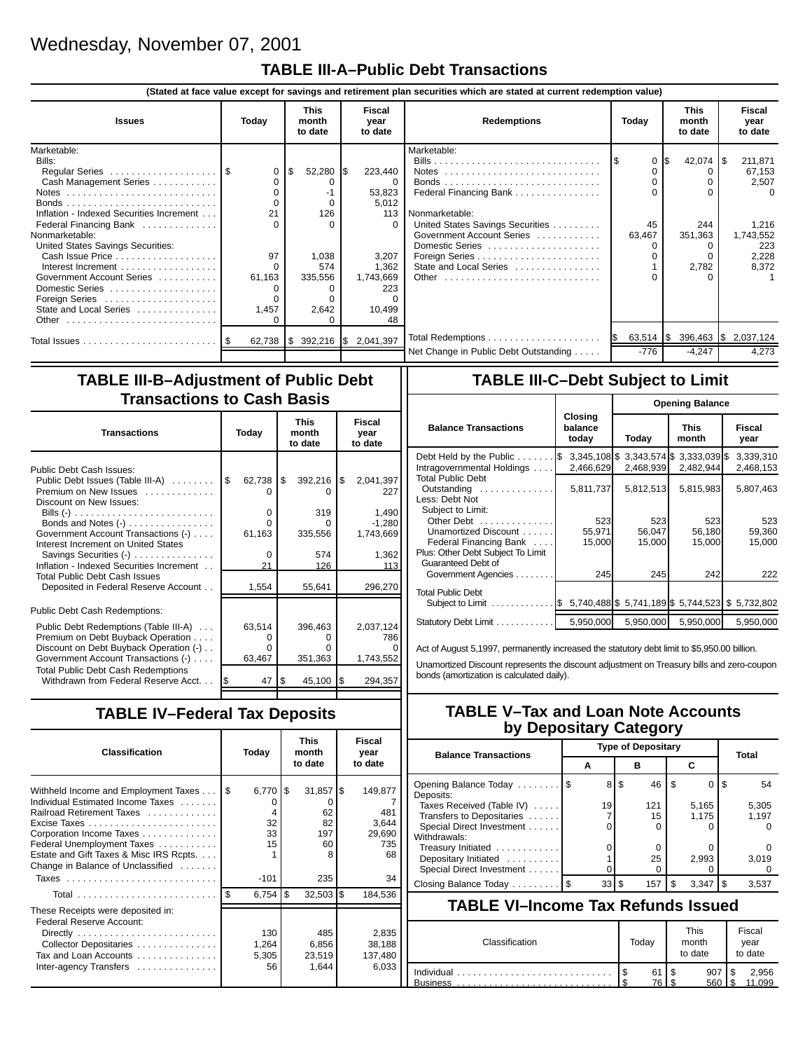Wednesday, November 07, 2001

## TABLE III-A–Public Debt Transactions

(Stated at face value except for savings and retirement plan securities which are stated at current redemption value)

| Issues | Today | This month to date | Fiscal year to date | Redemptions | Today | This month to date | Fiscal year to date |
|---|---|---|---|---|---|---|---|
| Marketable: | | | | Marketable: | | | |
| Bills: | | | | Bills | $ 0 | $ 42,074 | $ 211,871 |
| Regular Series | $ 0 | $ 52,280 | $ 223,440 | Notes | 0 | 0 | 67,153 |
| Cash Management Series | 0 | 0 | 0 | Bonds | 0 | 0 | 2,507 |
| Notes | 0 | -1 | 53,823 | Federal Financing Bank | 0 | 0 | 0 |
| Bonds | 0 | 0 | 5,012 | | | | |
| Inflation - Indexed Securities Increment | 21 | 126 | 113 | Nonmarketable: | | | |
| Federal Financing Bank | 0 | 0 | 0 | United States Savings Securities | 45 | 244 | 1,216 |
| Nonmarketable: | | | | Government Account Series | 63,467 | 351,363 | 1,743,552 |
| United States Savings Securities: | | | | Domestic Series | 0 | 0 | 223 |
| Cash Issue Price | 97 | 1,038 | 3,207 | Foreign Series | 0 | 0 | 2,228 |
| Interest Increment | 0 | 574 | 1,362 | State and Local Series | 1 | 2,782 | 8,372 |
| Government Account Series | 61,163 | 335,556 | 1,743,669 | Other | 0 | 0 | 1 |
| Domestic Series | 0 | 0 | 223 | | | | |
| Foreign Series | 0 | 0 | 0 | | | | |
| State and Local Series | 1,457 | 2,642 | 10,499 | | | | |
| Other | 0 | 0 | 48 | | | | |
| Total Issues | $ 62,738 | $ 392,216 | $ 2,041,397 | Total Redemptions | $ 63,514 | $ 396,463 | $ 2,037,124 |
| | | | | Net Change in Public Debt Outstanding | -776 | -4,247 | 4,273 |

## TABLE III-B–Adjustment of Public Debt Transactions to Cash Basis

| Transactions | Today | This month to date | Fiscal year to date |
|---|---|---|---|
| Public Debt Cash Issues: | | | |
| Public Debt Issues (Table III-A) | $ 62,738 | $ 392,216 | $ 2,041,397 |
| Premium on New Issues | 0 | 0 | 227 |
| Discount on New Issues: | | | |
| Bills (-) | 0 | 319 | 1,490 |
| Bonds and Notes (-) | 0 | 0 | -1,280 |
| Government Account Transactions (-) | 61,163 | 335,556 | 1,743,669 |
| Interest Increment on United States Savings Securities (-) | 0 | 574 | 1,362 |
| Inflation - Indexed Securities Increment | 21 | 126 | 113 |
| Total Public Debt Cash Issues Deposited in Federal Reserve Account | 1,554 | 55,641 | 296,270 |
| Public Debt Cash Redemptions: | | | |
| Public Debt Redemptions (Table III-A) | 63,514 | 396,463 | 2,037,124 |
| Premium on Debt Buyback Operation | 0 | 0 | 786 |
| Discount on Debt Buyback Operation (-) | 0 | 0 | 0 |
| Government Account Transactions (-) | 63,467 | 351,363 | 1,743,552 |
| Total Public Debt Cash Redemptions Withdrawn from Federal Reserve Acct. | $ 47 | $ 45,100 | $ 294,357 |

## TABLE III-C–Debt Subject to Limit

| Balance Transactions | Closing balance today | Opening Balance Today | Opening Balance This month | Opening Balance Fiscal year |
|---|---|---|---|---|
| Debt Held by the Public | $ 3,345,108 | $ 3,343,574 | $ 3,333,039 | $ 3,339,310 |
| Intragovernmental Holdings | 2,466,629 | 2,468,939 | 2,482,944 | 2,468,153 |
| Total Public Debt Outstanding | 5,811,737 | 5,812,513 | 5,815,983 | 5,807,463 |
| Less: Debt Not Subject to Limit: | | | | |
| Other Debt | 523 | 523 | 523 | 523 |
| Unamortized Discount | 55,971 | 56,047 | 56,180 | 59,360 |
| Federal Financing Bank | 15,000 | 15,000 | 15,000 | 15,000 |
| Plus: Other Debt Subject to Limit Guaranteed Debt of Government Agencies | 245 | 245 | 242 | 222 |
| Total Public Debt Subject to Limit | $ 5,740,488 | $ 5,741,189 | $ 5,744,523 | $ 5,732,802 |
| Statutory Debt Limit | 5,950,000 | 5,950,000 | 5,950,000 | 5,950,000 |

Act of August 5,1997, permanently increased the statutory debt limit to $5,950.00 billion.

Unamortized Discount represents the discount adjustment on Treasury bills and zero-coupon bonds (amortization is calculated daily).

## TABLE IV–Federal Tax Deposits

| Classification | Today | This month to date | Fiscal year to date |
|---|---|---|---|
| Withheld Income and Employment Taxes | $ 6,770 | $ 31,857 | $ 149,877 |
| Individual Estimated Income Taxes | 0 | 0 | 7 |
| Railroad Retirement Taxes | 4 | 62 | 481 |
| Excise Taxes | 32 | 82 | 3,644 |
| Corporation Income Taxes | 33 | 197 | 29,690 |
| Federal Unemployment Taxes | 15 | 60 | 735 |
| Estate and Gift Taxes & Misc IRS Rcpts. | 1 | 8 | 68 |
| Change in Balance of Unclassified Taxes | -101 | 235 | 34 |
| Total | $ 6,754 | $ 32,503 | $ 184,536 |
| These Receipts were deposited in: | | | |
| Federal Reserve Account: | | | |
| Directly | 130 | 485 | 2,835 |
| Collector Depositaries | 1,264 | 6,856 | 38,188 |
| Tax and Loan Accounts | 5,305 | 23,519 | 137,480 |
| Inter-agency Transfers | 56 | 1,644 | 6,033 |

## TABLE V–Tax and Loan Note Accounts by Depositary Category

| Balance Transactions | Type of Depositary A | B | C | Total |
|---|---|---|---|---|
| Opening Balance Today | $ 8 | $ 46 | $ 0 | $ 54 |
| Deposits: | | | | |
| Taxes Received (Table IV) | 19 | 121 | 5,165 | 5,305 |
| Transfers to Depositaries | 7 | 15 | 1,175 | 1,197 |
| Special Direct Investment | 0 | 0 | 0 | 0 |
| Withdrawals: | | | | |
| Treasury Initiated | 0 | 0 | 0 | 0 |
| Depositary Initiated | 1 | 25 | 2,993 | 3,019 |
| Special Direct Investment | 0 | 0 | 0 | 0 |
| Closing Balance Today | $ 33 | $ 157 | $ 3,347 | $ 3,537 |

## TABLE VI–Income Tax Refunds Issued

| Classification | Today | This month to date | Fiscal year to date |
|---|---|---|---|
| Individual | $ 61 | $ 907 | $ 2,956 |
| Business | $ 76 | $ 560 | $ 11,099 |